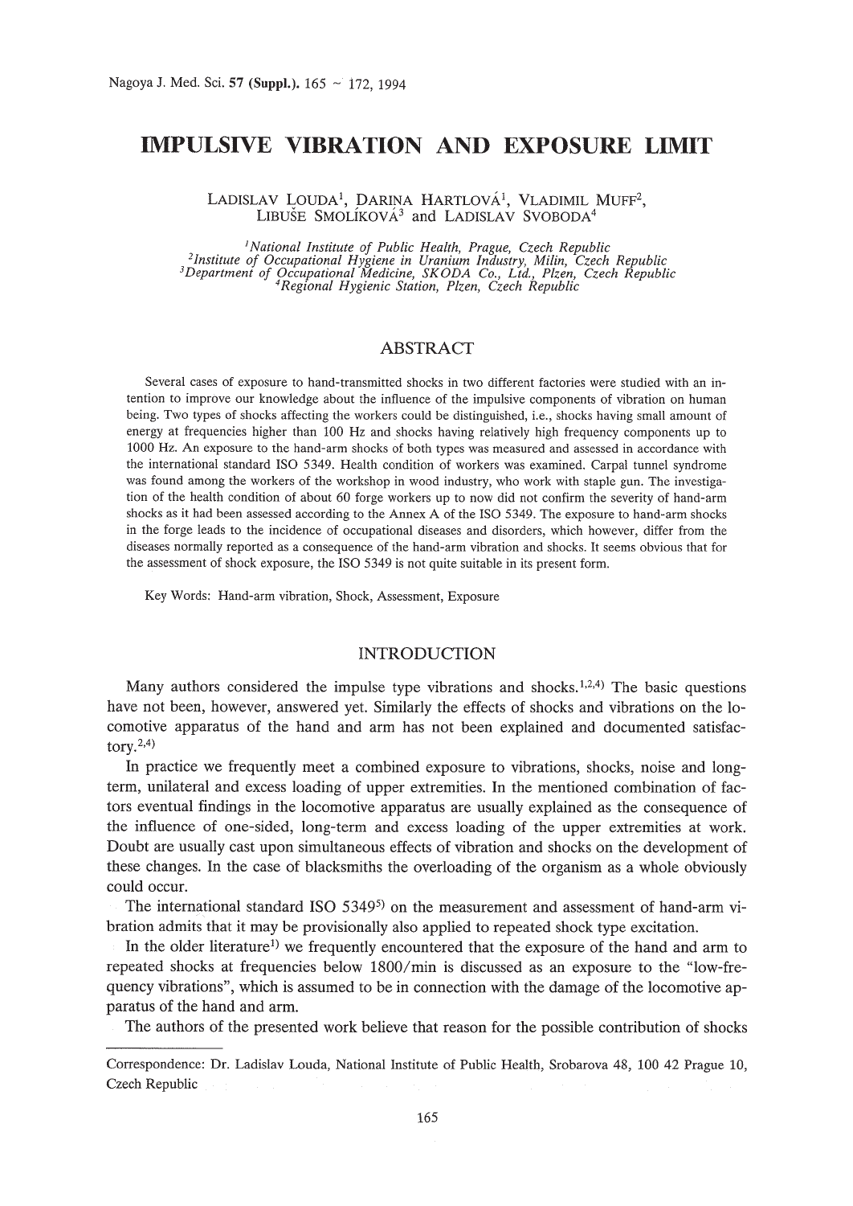# IMPULSIVE VIBRATION AND EXPOSURE LIMIT

LADISLAV LOUDA[1], DARINA HARTLOVÁ[1], VLADIMIL MUFF[2], LIBUŠE SMOLÍKOVÁ[3] and LADISLAV SVOBODA[4]

[1]*National Institute of Public Health, Prague, Czech Republic*
[2]*Institute of Occupational Hygiene in Uranium Industry, Milin, Czech Republic*
[3]*Department of Occupational Medicine, SKODA Co., Ltd., Plzen, Czech Republic*
[4]*Regional Hygienic Station, Plzen, Czech Republic*

## ABSTRACT

Several cases of exposure to hand-transmitted shocks in two different factories were studied with an intention to improve our knowledge about the influence of the impulsive components of vibration on human being. Two types of shocks affecting the workers could be distinguished, i.e., shocks having small amount of energy at frequencies higher than 100 Hz and shocks having relatively high frequency components up to 1000 Hz. An exposure to the hand-arm shocks of both types was measured and assessed in accordance with the international standard ISO 5349. Health condition of workers was examined. Carpal tunnel syndrome was found among the workers of the workshop in wood industry, who work with staple gun. The investigation of the health condition of about 60 forge workers up to now did not confirm the severity of hand-arm shocks as it had been assessed according to the Annex A of the ISO 5349. The exposure to hand-arm shocks in the forge leads to the incidence of occupational diseases and disorders, which however, differ from the diseases normally reported as a consequence of the hand-arm vibration and shocks. It seems obvious that for the assessment of shock exposure, the ISO 5349 is not quite suitable in its present form.

Key Words: Hand-arm vibration, Shock, Assessment, Exposure

## INTRODUCTION

Many authors considered the impulse type vibrations and shocks.[1,2,4] The basic questions have not been, however, answered yet. Similarly the effects of shocks and vibrations on the locomotive apparatus of the hand and arm has not been explained and documented satisfactory.[2,4]

In practice we frequently meet a combined exposure to vibrations, shocks, noise and long-term, unilateral and excess loading of upper extremities. In the mentioned combination of factors eventual findings in the locomotive apparatus are usually explained as the consequence of the influence of one-sided, long-term and excess loading of the upper extremities at work. Doubt are usually cast upon simultaneous effects of vibration and shocks on the development of these changes. In the case of blacksmiths the overloading of the organism as a whole obviously could occur.

The international standard ISO 5349[5] on the measurement and assessment of hand-arm vibration admits that it may be provisionally also applied to repeated shock type excitation.

In the older literature[1] we frequently encountered that the exposure of the hand and arm to repeated shocks at frequencies below 1800/min is discussed as an exposure to the "low-frequency vibrations", which is assumed to be in connection with the damage of the locomotive apparatus of the hand and arm.

The authors of the presented work believe that reason for the possible contribution of shocks

---

Correspondence: Dr. Ladislav Louda, National Institute of Public Health, Srobarova 48, 100 42 Prague 10, Czech Republic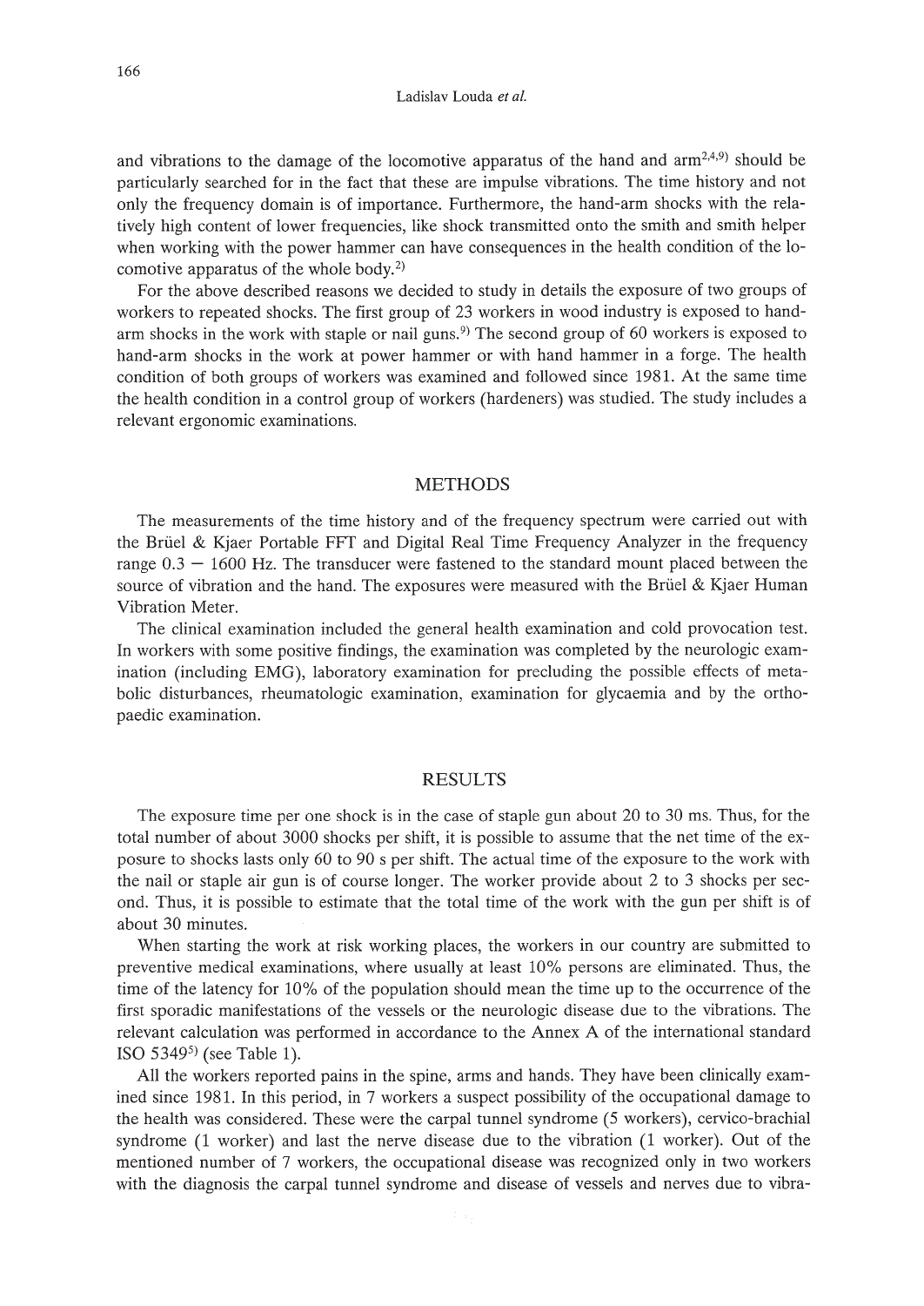and vibrations to the damage of the locomotive apparatus of the hand and arm[2,4,9] should be particularly searched for in the fact that these are impulse vibrations. The time history and not only the frequency domain is of importance. Furthermore, the hand-arm shocks with the relatively high content of lower frequencies, like shock transmitted onto the smith and smith helper when working with the power hammer can have consequences in the health condition of the locomotive apparatus of the whole body.[2]

For the above described reasons we decided to study in details the exposure of two groups of workers to repeated shocks. The first group of 23 workers in wood industry is exposed to hand-arm shocks in the work with staple or nail guns.[9] The second group of 60 workers is exposed to hand-arm shocks in the work at power hammer or with hand hammer in a forge. The health condition of both groups of workers was examined and followed since 1981. At the same time the health condition in a control group of workers (hardeners) was studied. The study includes a relevant ergonomic examinations.

## METHODS

The measurements of the time history and of the frequency spectrum were carried out with the Brüel & Kjaer Portable FFT and Digital Real Time Frequency Analyzer in the frequency range 0.3 – 1600 Hz. The transducer were fastened to the standard mount placed between the source of vibration and the hand. The exposures were measured with the Brüel & Kjaer Human Vibration Meter.

The clinical examination included the general health examination and cold provocation test. In workers with some positive findings, the examination was completed by the neurologic examination (including EMG), laboratory examination for precluding the possible effects of metabolic disturbances, rheumatologic examination, examination for glycaemia and by the orthopaedic examination.

## RESULTS

The exposure time per one shock is in the case of staple gun about 20 to 30 ms. Thus, for the total number of about 3000 shocks per shift, it is possible to assume that the net time of the exposure to shocks lasts only 60 to 90 s per shift. The actual time of the exposure to the work with the nail or staple air gun is of course longer. The worker provide about 2 to 3 shocks per second. Thus, it is possible to estimate that the total time of the work with the gun per shift is of about 30 minutes.

When starting the work at risk working places, the workers in our country are submitted to preventive medical examinations, where usually at least 10% persons are eliminated. Thus, the time of the latency for 10% of the population should mean the time up to the occurrence of the first sporadic manifestations of the vessels or the neurologic disease due to the vibrations. The relevant calculation was performed in accordance to the Annex A of the international standard ISO 5349[5] (see Table 1).

All the workers reported pains in the spine, arms and hands. They have been clinically examined since 1981. In this period, in 7 workers a suspect possibility of the occupational damage to the health was considered. These were the carpal tunnel syndrome (5 workers), cervico-brachial syndrome (1 worker) and last the nerve disease due to the vibration (1 worker). Out of the mentioned number of 7 workers, the occupational disease was recognized only in two workers with the diagnosis the carpal tunnel syndrome and disease of vessels and nerves due to vibra-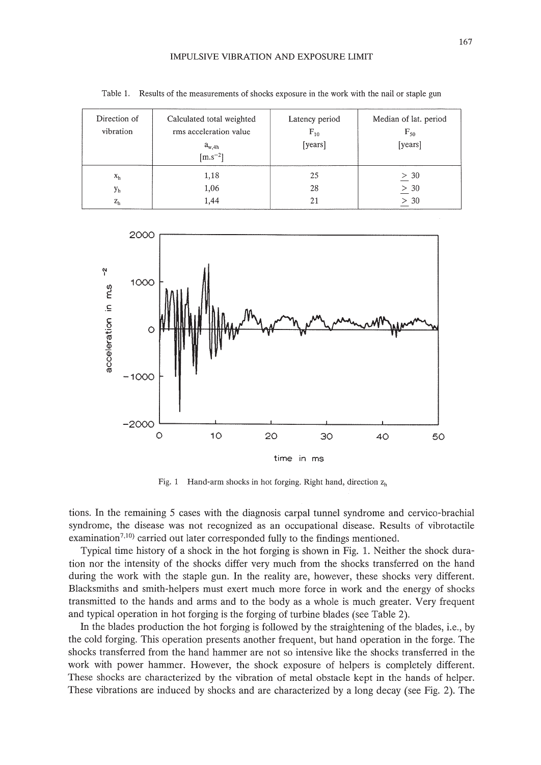Table 1. Results of the measurements of shocks exposure in the work with the nail or staple gun

| Direction of vibration | Calculated total weighted rms acceleration value $a_{w,4h}$ [$m.s^{-2}$] | Latency period $F_{10}$ [years] | Median of lat. period $F_{50}$ [years] |
|---|---|---|---|
| $x_h$ | 1,18 | 25 | $\geq$ 30 |
| $y_h$ | 1,06 | 28 | $\geq$ 30 |
| $z_h$ | 1,44 | 21 | $\geq$ 30 |

Fig. 1 Hand-arm shocks in hot forging. Right hand, direction $z_h$

tions. In the remaining 5 cases with the diagnosis carpal tunnel syndrome and cervico-brachial syndrome, the disease was not recognized as an occupational disease. Results of vibrotactile examination[7,10] carried out later corresponded fully to the findings mentioned.

Typical time history of a shock in the hot forging is shown in Fig. 1. Neither the shock duration nor the intensity of the shocks differ very much from the shocks transferred on the hand during the work with the staple gun. In the reality are, however, these shocks very different. Blacksmiths and smith-helpers must exert much more force in work and the energy of shocks transmitted to the hands and arms and to the body as a whole is much greater. Very frequent and typical operation in hot forging is the forging of turbine blades (see Table 2).

In the blades production the hot forging is followed by the straightening of the blades, i.e., by the cold forging. This operation presents another frequent, but hand operation in the forge. The shocks transferred from the hand hammer are not so intensive like the shocks transferred in the work with power hammer. However, the shock exposure of helpers is completely different. These shocks are characterized by the vibration of metal obstacle kept in the hands of helper. These vibrations are induced by shocks and are characterized by a long decay (see Fig. 2). The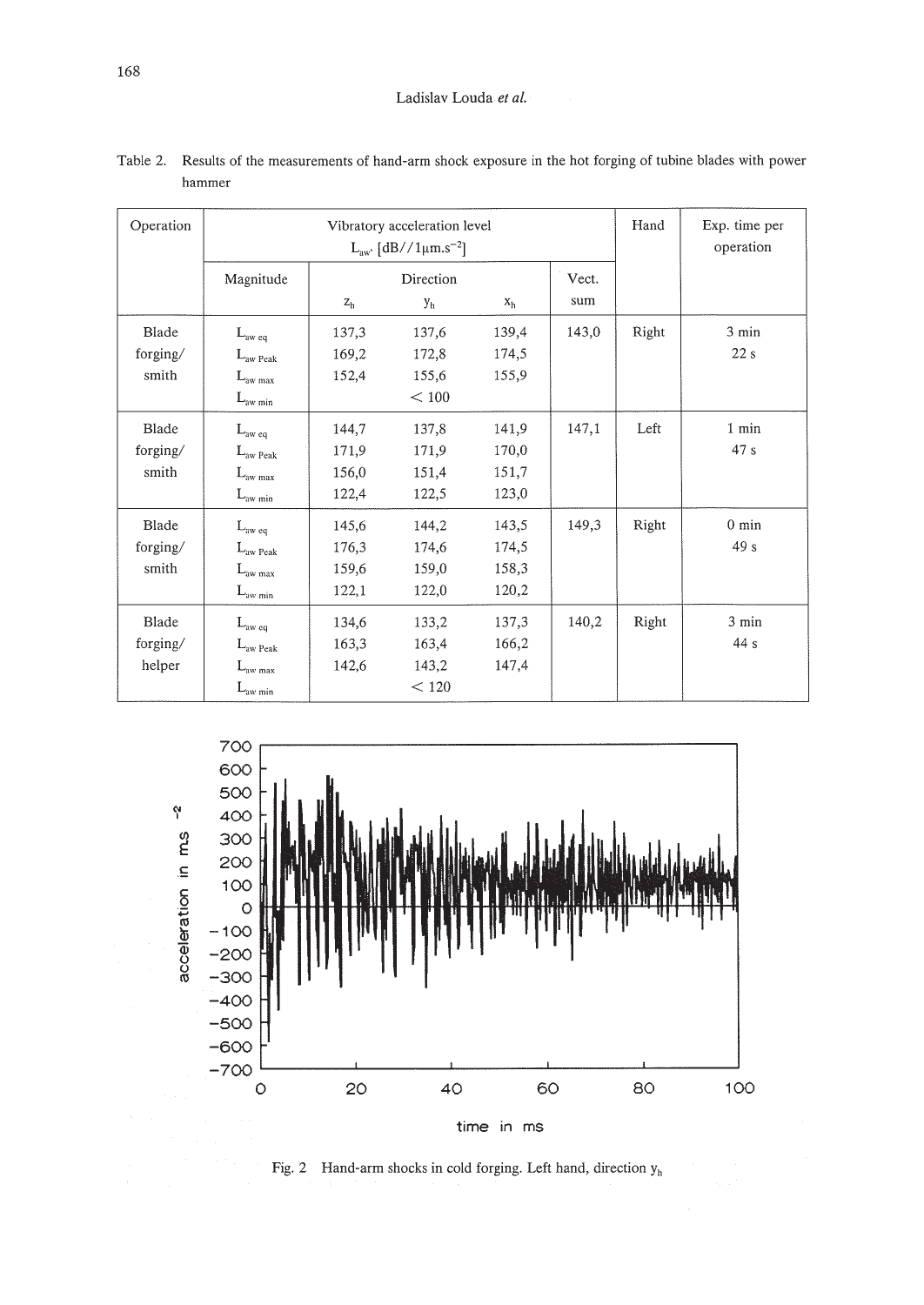Table 2. Results of the measurements of hand-arm shock exposure in the hot forging of tubine blades with power hammer

| Operation | Vibratory acceleration level $L_{aw}$, [dB//1μm.s$^{-2}$] | | | | | Hand | Exp. time per operation |
|---|---|---|---|---|---|---|---|
| | Magnitude | Direction | | | Vect. sum | | |
| | | $z_h$ | $y_h$ | $x_h$ | | | |
| Blade forging/ smith | $L_{aw\ eq}$ | 137,3 | 137,6 | 139,4 | 143,0 | Right | 3 min 22 s |
| | $L_{aw\ Peak}$ | 169,2 | 172,8 | 174,5 | | | |
| | $L_{aw\ max}$ | 152,4 | 155,6 | 155,9 | | | |
| | $L_{aw\ min}$ | | < 100 | | | | |
| Blade forging/ smith | $L_{aw\ eq}$ | 144,7 | 137,8 | 141,9 | 147,1 | Left | 1 min 47 s |
| | $L_{aw\ Peak}$ | 171,9 | 171,9 | 170,0 | | | |
| | $L_{aw\ max}$ | 156,0 | 151,4 | 151,7 | | | |
| | $L_{aw\ min}$ | 122,4 | 122,5 | 123,0 | | | |
| Blade forging/ smith | $L_{aw\ eq}$ | 145,6 | 144,2 | 143,5 | 149,3 | Right | 0 min 49 s |
| | $L_{aw\ Peak}$ | 176,3 | 174,6 | 174,5 | | | |
| | $L_{aw\ max}$ | 159,6 | 159,0 | 158,3 | | | |
| | $L_{aw\ min}$ | 122,1 | 122,0 | 120,2 | | | |
| Blade forging/ helper | $L_{aw\ eq}$ | 134,6 | 133,2 | 137,3 | 140,2 | Right | 3 min 44 s |
| | $L_{aw\ Peak}$ | 163,3 | 163,4 | 166,2 | | | |
| | $L_{aw\ max}$ | 142,6 | 143,2 | 147,4 | | | |
| | $L_{aw\ min}$ | | < 120 | | | | |

Fig. 2 Hand-arm shocks in cold forging. Left hand, direction $y_h$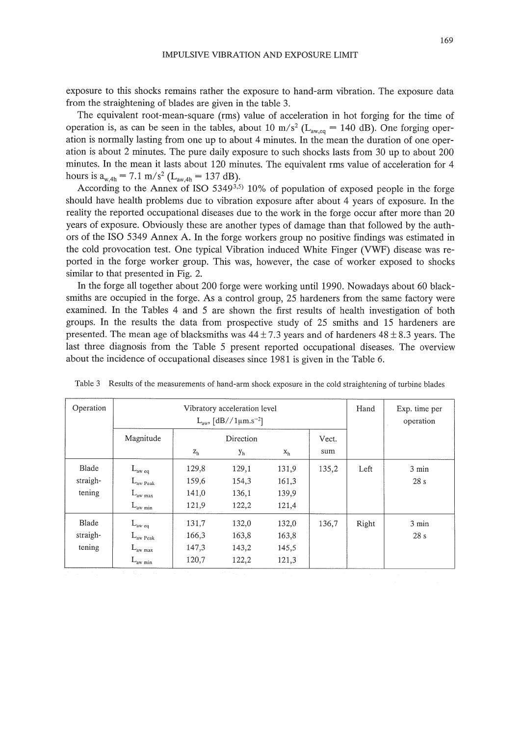exposure to this shocks remains rather the exposure to hand-arm vibration. The exposure data from the straightening of blades are given in the table 3.

The equivalent root-mean-square (rms) value of acceleration in hot forging for the time of operation is, as can be seen in the tables, about 10 $m/s^2$ ($L_{aw,eq}$ = 140 dB). One forging operation is normally lasting from one up to about 4 minutes. In the mean the duration of one operation is about 2 minutes. The pure daily exposure to such shocks lasts from 30 up to about 200 minutes. In the mean it lasts about 120 minutes. The equivalent rms value of acceleration for 4 hours is $a_{w,4h}$ = 7.1 $m/s^2$ ($L_{aw,4h}$ = 137 dB).

According to the Annex of ISO 5349[3,5] 10% of population of exposed people in the forge should have health problems due to vibration exposure after about 4 years of exposure. In the reality the reported occupational diseases due to the work in the forge occur after more than 20 years of exposure. Obviously these are another types of damage than that followed by the authors of the ISO 5349 Annex A. In the forge workers group no positive findings was estimated in the cold provocation test. One typical Vibration induced White Finger (VWF) disease was reported in the forge worker group. This was, however, the case of worker exposed to shocks similar to that presented in Fig. 2.

In the forge all together about 200 forge were working until 1990. Nowadays about 60 blacksmiths are occupied in the forge. As a control group, 25 hardeners from the same factory were examined. In the Tables 4 and 5 are shown the first results of health investigation of both groups. In the results the data from prospective study of 25 smiths and 15 hardeners are presented. The mean age of blacksmiths was 44 ± 7.3 years and of hardeners 48 ± 8.3 years. The last three diagnosis from the Table 5 present reported occupational diseases. The overview about the incidence of occupational diseases since 1981 is given in the Table 6.

Table 3 Results of the measurements of hand-arm shock exposure in the cold straightening of turbine blades

| Operation | Vibratory acceleration level $L_{aw}$, [dB//1μm.s$^{-2}$] | | | | | Hand | Exp. time per operation |
|---|---|---|---|---|---|---|---|
| | Magnitude | Direction | | | Vect. sum | | |
| | | $z_h$ | $y_h$ | $x_h$ | | | |
| Blade straigh-tening | $L_{aw\ eq}$ | 129,8 | 129,1 | 131,9 | 135,2 | Left | 3 min 28 s |
| | $L_{aw\ Peak}$ | 159,6 | 154,3 | 161,3 | | | |
| | $L_{aw\ max}$ | 141,0 | 136,1 | 139,9 | | | |
| | $L_{aw\ min}$ | 121,9 | 122,2 | 121,4 | | | |
| Blade straigh-tening | $L_{aw\ eq}$ | 131,7 | 132,0 | 132,0 | 136,7 | Right | 3 min 28 s |
| | $L_{aw\ Peak}$ | 166,3 | 163,8 | 163,8 | | | |
| | $L_{aw\ max}$ | 147,3 | 143,2 | 145,5 | | | |
| | $L_{aw\ min}$ | 120,7 | 122,2 | 121,3 | | | |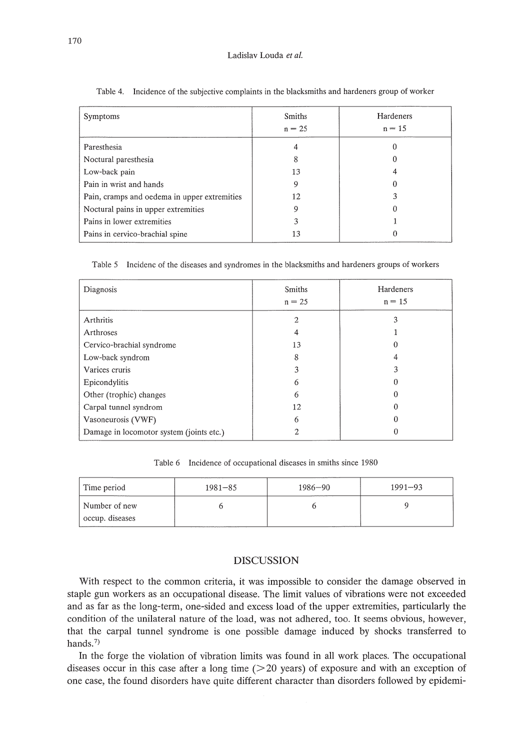Table 4. Incidence of the subjective complaints in the blacksmiths and hardeners group of worker

| Symptoms | Smiths n = 25 | Hardeners n = 15 |
|---|---|---|
| Paresthesia | 4 | 0 |
| Noctural paresthesia | 8 | 0 |
| Low-back pain | 13 | 4 |
| Pain in wrist and hands | 9 | 0 |
| Pain, cramps and oedema in upper extremities | 12 | 3 |
| Noctural pains in upper extremities | 9 | 0 |
| Pains in lower extremities | 3 | 1 |
| Pains in cervico-brachial spine | 13 | 0 |

Table 5 Incidenc of the diseases and syndromes in the blacksmiths and hardeners groups of workers

| Diagnosis | Smiths n = 25 | Hardeners n = 15 |
|---|---|---|
| Arthritis | 2 | 3 |
| Arthroses | 4 | 1 |
| Cervico-brachial syndrome | 13 | 0 |
| Low-back syndrom | 8 | 4 |
| Varices cruris | 3 | 3 |
| Epicondylitis | 6 | 0 |
| Other (trophic) changes | 6 | 0 |
| Carpal tunnel syndrom | 12 | 0 |
| Vasoneurosis (VWF) | 6 | 0 |
| Damage in locomotor system (joints etc.) | 2 | 0 |

Table 6 Incidence of occupational diseases in smiths since 1980

| Time period | 1981–85 | 1986–90 | 1991–93 |
|---|---|---|---|
| Number of new occup. diseases | 6 | 6 | 9 |

## DISCUSSION

With respect to the common criteria, it was impossible to consider the damage observed in staple gun workers as an occupational disease. The limit values of vibrations were not exceeded and as far as the long-term, one-sided and excess load of the upper extremities, particularly the condition of the unilateral nature of the load, was not adhered, too. It seems obvious, however, that the carpal tunnel syndrome is one possible damage induced by shocks transferred to hands.[7]

In the forge the violation of vibration limits was found in all work places. The occupational diseases occur in this case after a long time (>20 years) of exposure and with an exception of one case, the found disorders have quite different character than disorders followed by epidemi-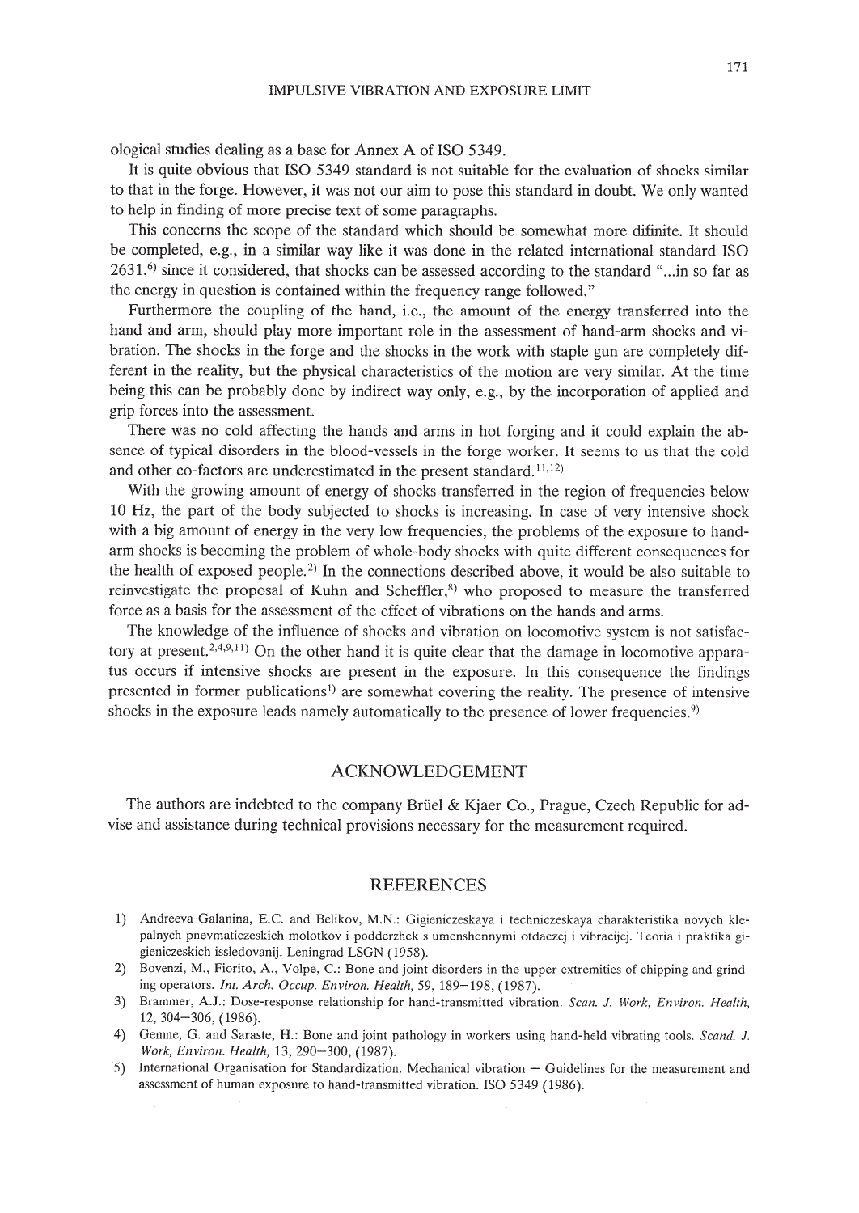ological studies dealing as a base for Annex A of ISO 5349.

It is quite obvious that ISO 5349 standard is not suitable for the evaluation of shocks similar to that in the forge. However, it was not our aim to pose this standard in doubt. We only wanted to help in finding of more precise text of some paragraphs.

This concerns the scope of the standard which should be somewhat more difinite. It should be completed, e.g., in a similar way like it was done in the related international standard ISO 2631,[6] since it considered, that shocks can be assessed according to the standard "...in so far as the energy in question is contained within the frequency range followed."

Furthermore the coupling of the hand, i.e., the amount of the energy transferred into the hand and arm, should play more important role in the assessment of hand-arm shocks and vibration. The shocks in the forge and the shocks in the work with staple gun are completely different in the reality, but the physical characteristics of the motion are very similar. At the time being this can be probably done by indirect way only, e.g., by the incorporation of applied and grip forces into the assessment.

There was no cold affecting the hands and arms in hot forging and it could explain the absence of typical disorders in the blood-vessels in the forge worker. It seems to us that the cold and other co-factors are underestimated in the present standard.[11,12]

With the growing amount of energy of shocks transferred in the region of frequencies below 10 Hz, the part of the body subjected to shocks is increasing. In case of very intensive shock with a big amount of energy in the very low frequencies, the problems of the exposure to hand-arm shocks is becoming the problem of whole-body shocks with quite different consequences for the health of exposed people.[2] In the connections described above, it would be also suitable to reinvestigate the proposal of Kuhn and Scheffler,[8] who proposed to measure the transferred force as a basis for the assessment of the effect of vibrations on the hands and arms.

The knowledge of the influence of shocks and vibration on locomotive system is not satisfactory at present.[2,4,9,11] On the other hand it is quite clear that the damage in locomotive apparatus occurs if intensive shocks are present in the exposure. In this consequence the findings presented in former publications[1] are somewhat covering the reality. The presence of intensive shocks in the exposure leads namely automatically to the presence of lower frequencies.[9]

## ACKNOWLEDGEMENT

The authors are indebted to the company Brüel & Kjaer Co., Prague, Czech Republic for advise and assistance during technical provisions necessary for the measurement required.

## REFERENCES

1) Andreeva-Galanina, E.C. and Belikov, M.N.: Gigieniczeskaya i techniczeskaya charakteristika novych klepalnych pnevmaticzeskich molotkov i podderzhek s umenshennymi otdaczej i vibracijej. Teoria i praktika gigieniczeskich issledovanij. Leningrad LSGN (1958).
2) Bovenzi, M., Fiorito, A., Volpe, C.: Bone and joint disorders in the upper extremities of chipping and grinding operators. *Int. Arch. Occup. Environ. Health*, 59, 189–198, (1987).
3) Brammer, A.J.: Dose-response relationship for hand-transmitted vibration. *Scan. J. Work, Environ. Health*, 12, 304–306, (1986).
4) Gemne, G. and Saraste, H.: Bone and joint pathology in workers using hand-held vibrating tools. *Scand. J. Work, Environ. Health*, 13, 290–300, (1987).
5) International Organisation for Standardization. Mechanical vibration – Guidelines for the measurement and assessment of human exposure to hand-transmitted vibration. ISO 5349 (1986).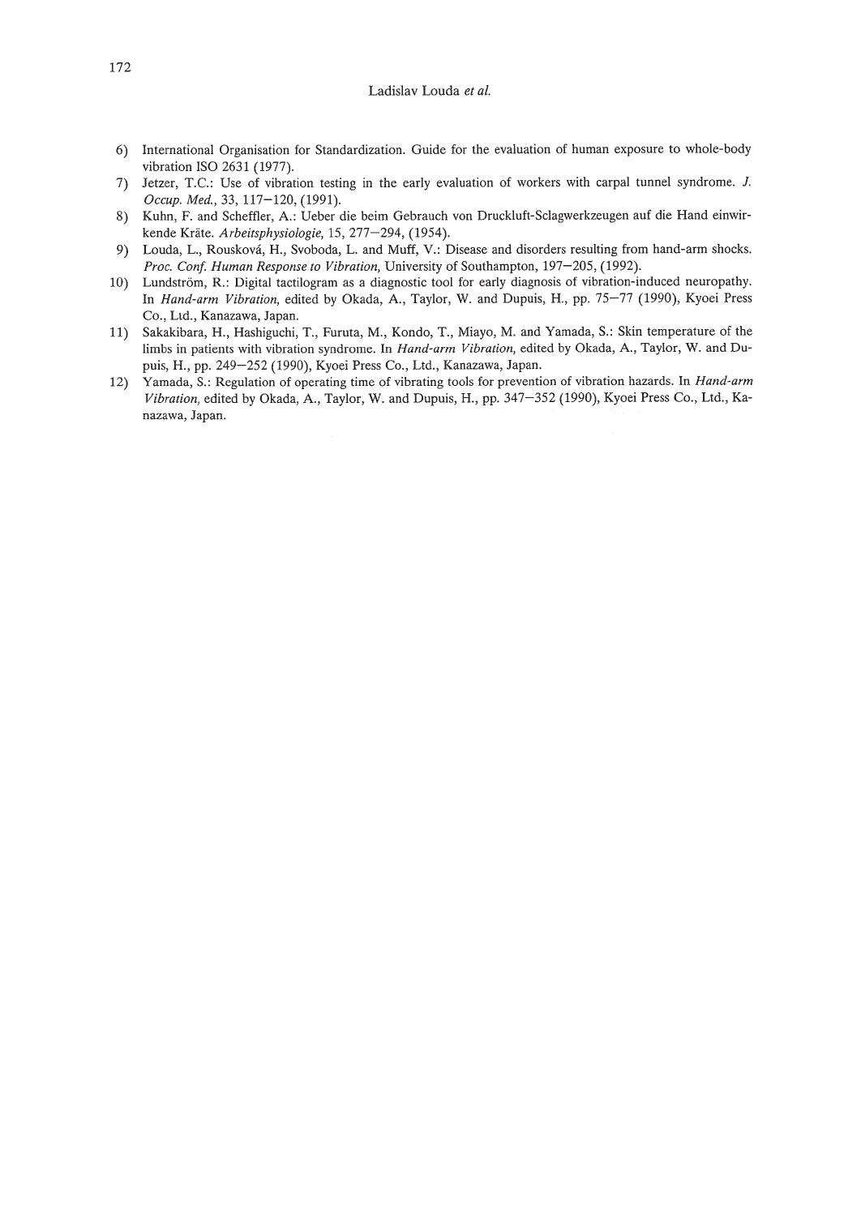6) International Organisation for Standardization. Guide for the evaluation of human exposure to whole-body vibration ISO 2631 (1977).
7) Jetzer, T.C.: Use of vibration testing in the early evaluation of workers with carpal tunnel syndrome. *J. Occup. Med.*, 33, 117–120, (1991).
8) Kuhn, F. and Scheffler, A.: Ueber die beim Gebrauch von Druckluft-Sclagwerkzeugen auf die Hand einwirkende Kräte. *Arbeitsphysiologie*, 15, 277–294, (1954).
9) Louda, L., Rousková, H., Svoboda, L. and Muff, V.: Disease and disorders resulting from hand-arm shocks. *Proc. Conf. Human Response to Vibration*, University of Southampton, 197–205, (1992).
10) Lundström, R.: Digital tactilogram as a diagnostic tool for early diagnosis of vibration-induced neuropathy. In *Hand-arm Vibration*, edited by Okada, A., Taylor, W. and Dupuis, H., pp. 75–77 (1990), Kyoei Press Co., Ltd., Kanazawa, Japan.
11) Sakakibara, H., Hashiguchi, T., Furuta, M., Kondo, T., Miayo, M. and Yamada, S.: Skin temperature of the limbs in patients with vibration syndrome. In *Hand-arm Vibration*, edited by Okada, A., Taylor, W. and Dupuis, H., pp. 249–252 (1990), Kyoei Press Co., Ltd., Kanazawa, Japan.
12) Yamada, S.: Regulation of operating time of vibrating tools for prevention of vibration hazards. In *Hand-arm Vibration*, edited by Okada, A., Taylor, W. and Dupuis, H., pp. 347–352 (1990), Kyoei Press Co., Ltd., Kanazawa, Japan.